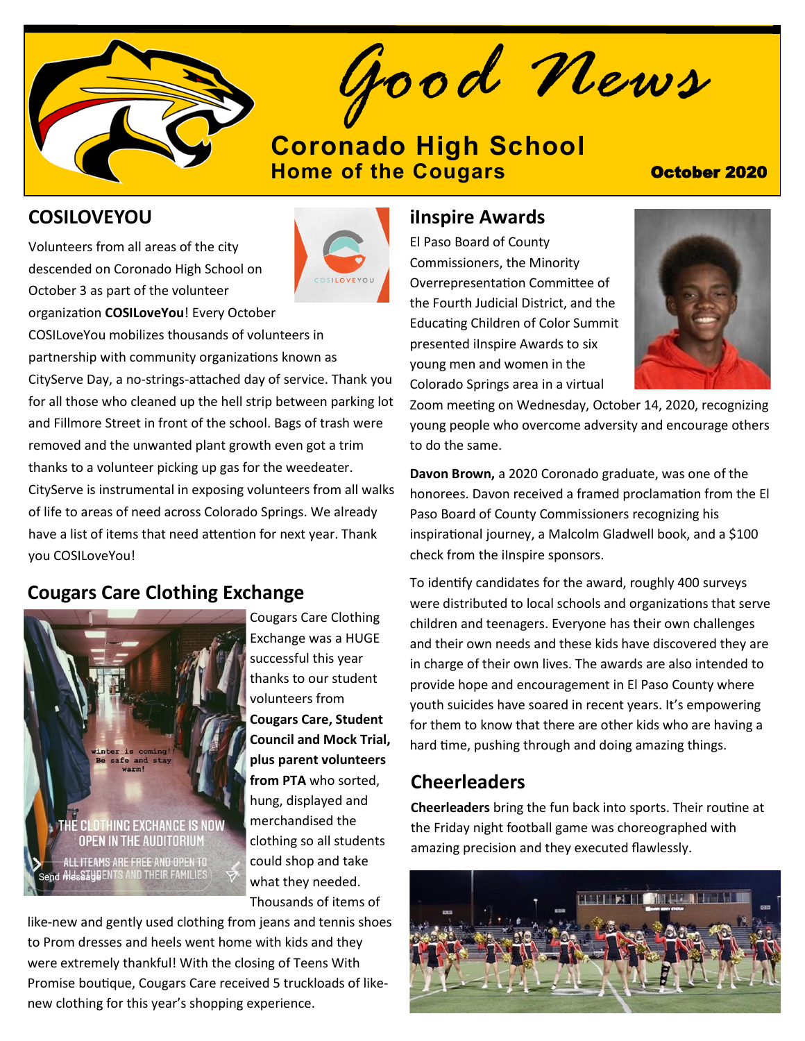# Good News

## Coronado High School
**Home of the Cougars**

**October 2020**

## COSILOVEYOU

Volunteers from all areas of the city descended on Coronado High School on October 3 as part of the volunteer organization **COSILoveYou**! Every October COSILoveYou mobilizes thousands of volunteers in partnership with community organizations known as CityServe Day, a no-strings-attached day of service. Thank you for all those who cleaned up the hell strip between parking lot and Fillmore Street in front of the school. Bags of trash were removed and the unwanted plant growth even got a trim thanks to a volunteer picking up gas for the weedeater. CityServe is instrumental in exposing volunteers from all walks of life to areas of need across Colorado Springs. We already have a list of items that need attention for next year. Thank you COSILoveYou!

## Cougars Care Clothing Exchange

Cougars Care Clothing Exchange was a HUGE successful this year thanks to our student volunteers from **Cougars Care, Student Council and Mock Trial, plus parent volunteers from PTA** who sorted, hung, displayed and merchandised the clothing so all students could shop and take what they needed. Thousands of items of like-new and gently used clothing from jeans and tennis shoes to Prom dresses and heels went home with kids and they were extremely thankful! With the closing of Teens With Promise boutique, Cougars Care received 5 truckloads of like-new clothing for this year's shopping experience.

## iInspire Awards

El Paso Board of County Commissioners, the Minority Overrepresentation Committee of the Fourth Judicial District, and the Educating Children of Color Summit presented iInspire Awards to six young men and women in the Colorado Springs area in a virtual Zoom meeting on Wednesday, October 14, 2020, recognizing young people who overcome adversity and encourage others to do the same.

**Davon Brown,** a 2020 Coronado graduate, was one of the honorees. Davon received a framed proclamation from the El Paso Board of County Commissioners recognizing his inspirational journey, a Malcolm Gladwell book, and a $100 check from the iInspire sponsors.

To identify candidates for the award, roughly 400 surveys were distributed to local schools and organizations that serve children and teenagers. Everyone has their own challenges and their own needs and these kids have discovered they are in charge of their own lives. The awards are also intended to provide hope and encouragement in El Paso County where youth suicides have soared in recent years. It's empowering for them to know that there are other kids who are having a hard time, pushing through and doing amazing things.

## Cheerleaders

**Cheerleaders** bring the fun back into sports. Their routine at the Friday night football game was choreographed with amazing precision and they executed flawlessly.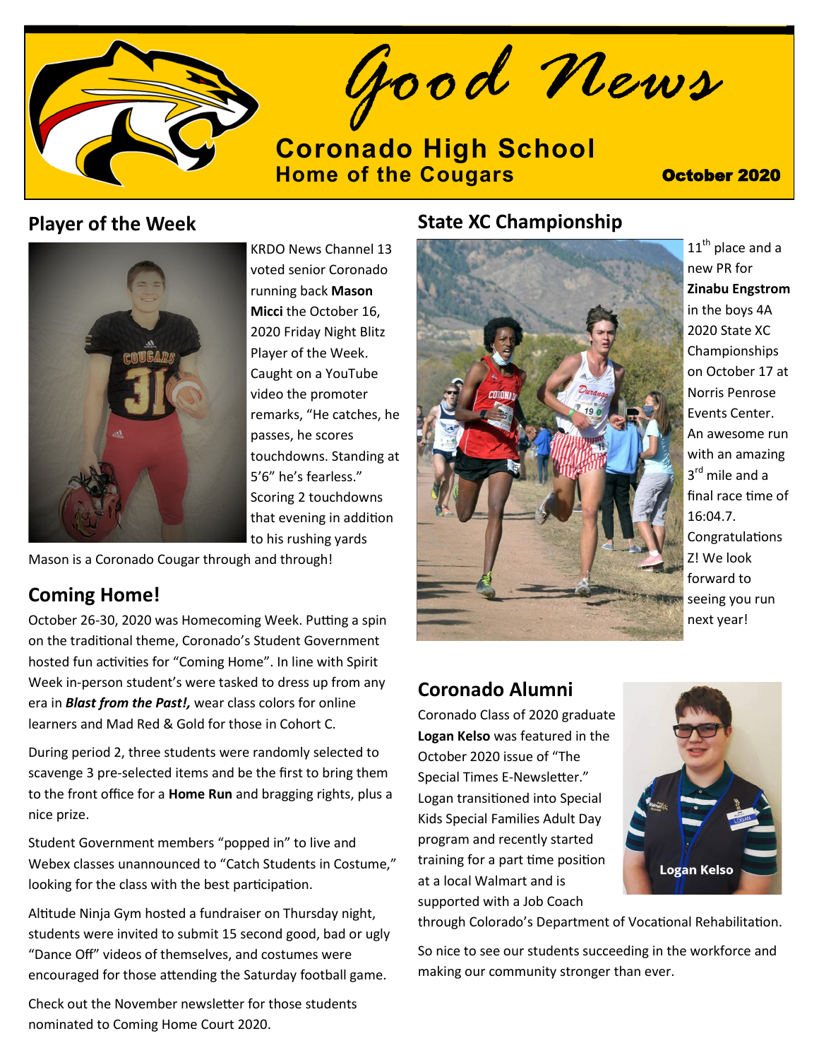# Good News

**Coronado High School**
**Home of the Cougars**

**October 2020**

## Player of the Week

KRDO News Channel 13 voted senior Coronado running back **Mason Micci** the October 16, 2020 Friday Night Blitz Player of the Week. Caught on a YouTube video the promoter remarks, "He catches, he passes, he scores touchdowns. Standing at 5'6" he's fearless." Scoring 2 touchdowns that evening in addition to his rushing yards Mason is a Coronado Cougar through and through!

## Coming Home!

October 26-30, 2020 was Homecoming Week. Putting a spin on the traditional theme, Coronado's Student Government hosted fun activities for "Coming Home". In line with Spirit Week in-person student's were tasked to dress up from any era in ***Blast from the Past!,*** wear class colors for online learners and Mad Red & Gold for those in Cohort C.

During period 2, three students were randomly selected to scavenge 3 pre-selected items and be the first to bring them to the front office for a **Home Run** and bragging rights, plus a nice prize.

Student Government members "popped in" to live and Webex classes unannounced to "Catch Students in Costume," looking for the class with the best participation.

Altitude Ninja Gym hosted a fundraiser on Thursday night, students were invited to submit 15 second good, bad or ugly "Dance Off" videos of themselves, and costumes were encouraged for those attending the Saturday football game.

Check out the November newsletter for those students nominated to Coming Home Court 2020.

## State XC Championship

11th place and a new PR for **Zinabu Engstrom** in the boys 4A 2020 State XC Championships on October 17 at Norris Penrose Events Center. An awesome run with an amazing 3rd mile and a final race time of 16:04.7. Congratulations Z! We look forward to seeing you run next year!

## Coronado Alumni

Coronado Class of 2020 graduate **Logan Kelso** was featured in the October 2020 issue of "The Special Times E-Newsletter." Logan transitioned into Special Kids Special Families Adult Day program and recently started training for a part time position at a local Walmart and is supported with a Job Coach through Colorado's Department of Vocational Rehabilitation.

Logan Kelso

So nice to see our students succeeding in the workforce and making our community stronger than ever.